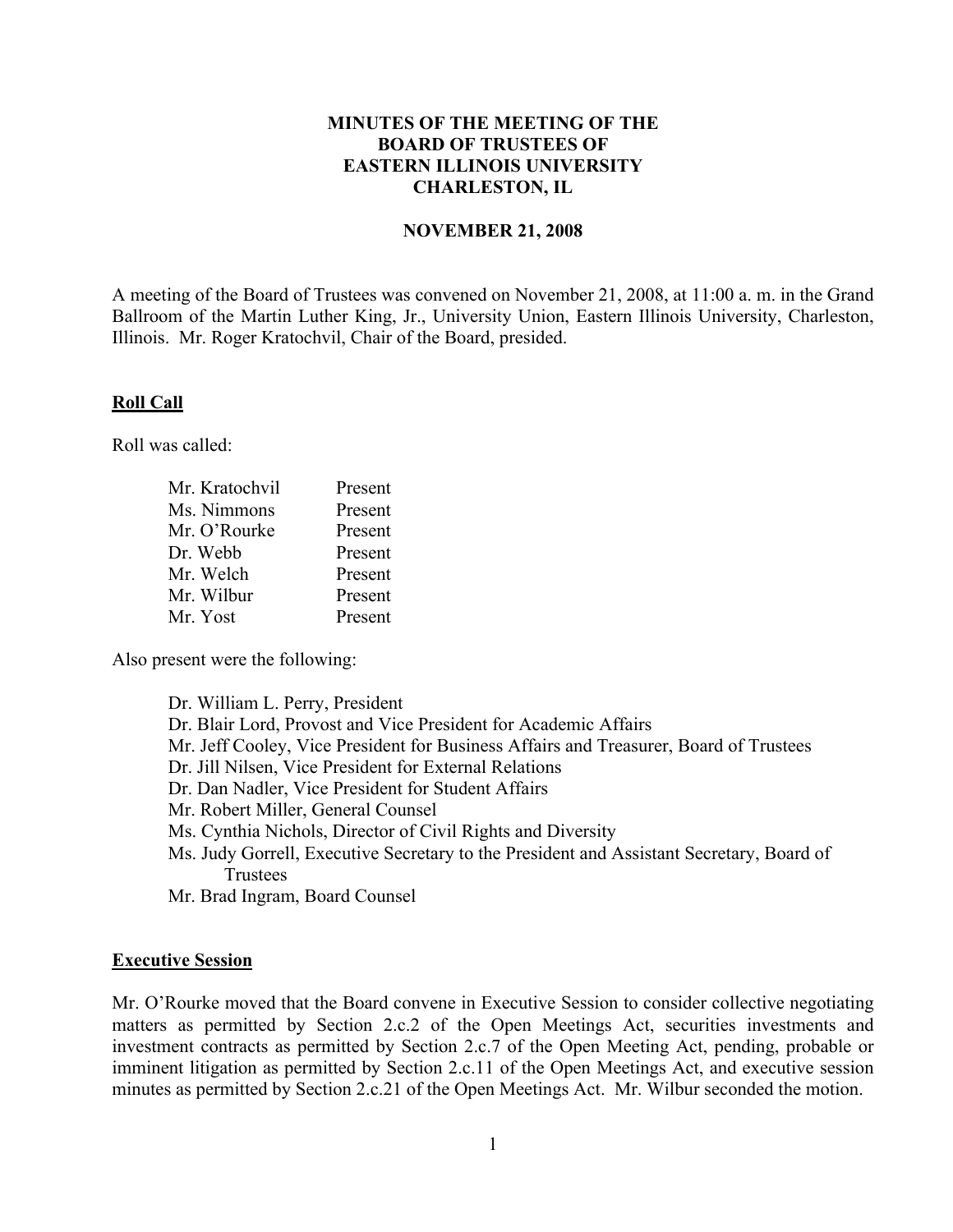# MINUTES OF THE MEETING OF THE BOARD OF TRUSTEES OF EASTERN ILLINOIS UNIVERSITY CHARLESTON, IL

## NOVEMBER 21, 2008

A meeting of the Board of Trustees was convened on November 21, 2008, at 11:00 a. m. in the Grand Ballroom of the Martin Luther King, Jr., University Union, Eastern Illinois University, Charleston, Illinois. Mr. Roger Kratochvil, Chair of the Board, presided.

### Roll Call

Roll was called:

| | |
|---|---|
| Mr. Kratochvil | Present |
| Ms. Nimmons | Present |
| Mr. O'Rourke | Present |
| Dr. Webb | Present |
| Mr. Welch | Present |
| Mr. Wilbur | Present |
| Mr. Yost | Present |

Also present were the following:

- Dr. William L. Perry, President
- Dr. Blair Lord, Provost and Vice President for Academic Affairs
- Mr. Jeff Cooley, Vice President for Business Affairs and Treasurer, Board of Trustees
- Dr. Jill Nilsen, Vice President for External Relations
- Dr. Dan Nadler, Vice President for Student Affairs
- Mr. Robert Miller, General Counsel
- Ms. Cynthia Nichols, Director of Civil Rights and Diversity
- Ms. Judy Gorrell, Executive Secretary to the President and Assistant Secretary, Board of Trustees
- Mr. Brad Ingram, Board Counsel

### Executive Session

Mr. O'Rourke moved that the Board convene in Executive Session to consider collective negotiating matters as permitted by Section 2.c.2 of the Open Meetings Act, securities investments and investment contracts as permitted by Section 2.c.7 of the Open Meeting Act, pending, probable or imminent litigation as permitted by Section 2.c.11 of the Open Meetings Act, and executive session minutes as permitted by Section 2.c.21 of the Open Meetings Act. Mr. Wilbur seconded the motion.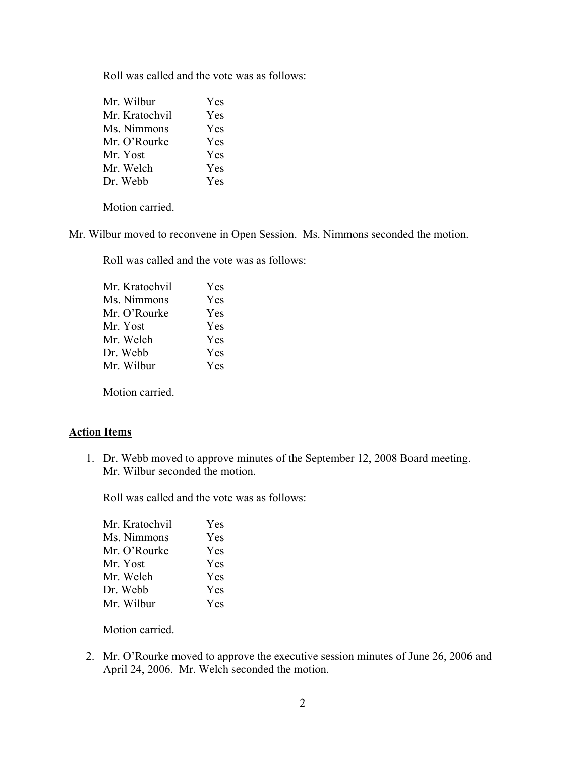Roll was called and the vote was as follows:

| | |
|---|---|
| Mr. Wilbur | Yes |
| Mr. Kratochvil | Yes |
| Ms. Nimmons | Yes |
| Mr. O'Rourke | Yes |
| Mr. Yost | Yes |
| Mr. Welch | Yes |
| Dr. Webb | Yes |

Motion carried.

Mr. Wilbur moved to reconvene in Open Session. Ms. Nimmons seconded the motion.

Roll was called and the vote was as follows:

| | |
|---|---|
| Mr. Kratochvil | Yes |
| Ms. Nimmons | Yes |
| Mr. O'Rourke | Yes |
| Mr. Yost | Yes |
| Mr. Welch | Yes |
| Dr. Webb | Yes |
| Mr. Wilbur | Yes |

Motion carried.

## Action Items

1. Dr. Webb moved to approve minutes of the September 12, 2008 Board meeting. Mr. Wilbur seconded the motion.

   Roll was called and the vote was as follows:

   | | |
   |---|---|
   | Mr. Kratochvil | Yes |
   | Ms. Nimmons | Yes |
   | Mr. O'Rourke | Yes |
   | Mr. Yost | Yes |
   | Mr. Welch | Yes |
   | Dr. Webb | Yes |
   | Mr. Wilbur | Yes |

   Motion carried.

2. Mr. O'Rourke moved to approve the executive session minutes of June 26, 2006 and April 24, 2006. Mr. Welch seconded the motion.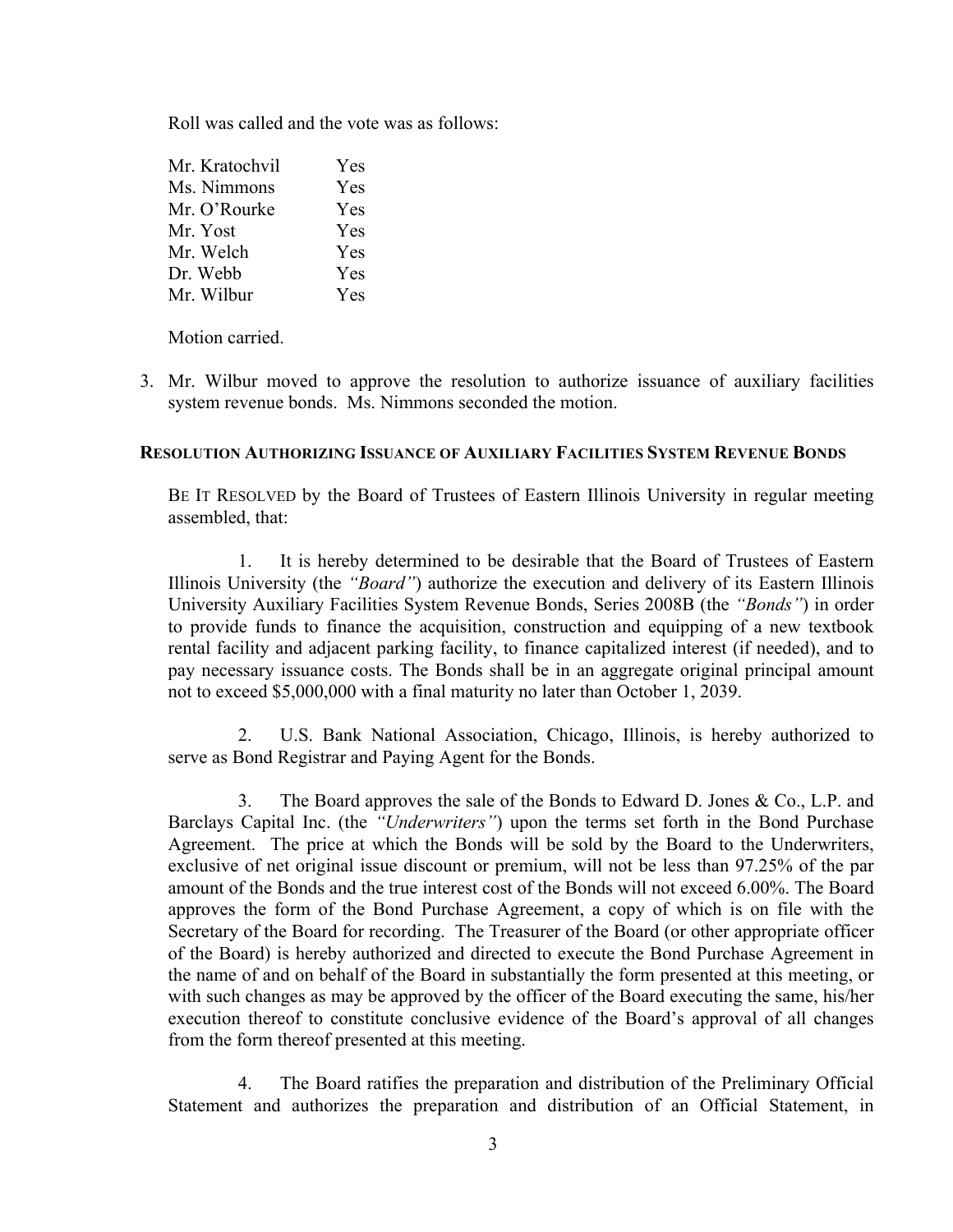Roll was called and the vote was as follows:

| | |
|---|---|
| Mr. Kratochvil | Yes |
| Ms. Nimmons | Yes |
| Mr. O'Rourke | Yes |
| Mr. Yost | Yes |
| Mr. Welch | Yes |
| Dr. Webb | Yes |
| Mr. Wilbur | Yes |

Motion carried.

3. Mr. Wilbur moved to approve the resolution to authorize issuance of auxiliary facilities system revenue bonds. Ms. Nimmons seconded the motion.

**RESOLUTION AUTHORIZING ISSUANCE OF AUXILIARY FACILITIES SYSTEM REVENUE BONDS**

BE IT RESOLVED by the Board of Trustees of Eastern Illinois University in regular meeting assembled, that:

1. It is hereby determined to be desirable that the Board of Trustees of Eastern Illinois University (the *"Board"*) authorize the execution and delivery of its Eastern Illinois University Auxiliary Facilities System Revenue Bonds, Series 2008B (the *"Bonds"*) in order to provide funds to finance the acquisition, construction and equipping of a new textbook rental facility and adjacent parking facility, to finance capitalized interest (if needed), and to pay necessary issuance costs. The Bonds shall be in an aggregate original principal amount not to exceed $5,000,000 with a final maturity no later than October 1, 2039.

2. U.S. Bank National Association, Chicago, Illinois, is hereby authorized to serve as Bond Registrar and Paying Agent for the Bonds.

3. The Board approves the sale of the Bonds to Edward D. Jones & Co., L.P. and Barclays Capital Inc. (the *"Underwriters"*) upon the terms set forth in the Bond Purchase Agreement. The price at which the Bonds will be sold by the Board to the Underwriters, exclusive of net original issue discount or premium, will not be less than 97.25% of the par amount of the Bonds and the true interest cost of the Bonds will not exceed 6.00%. The Board approves the form of the Bond Purchase Agreement, a copy of which is on file with the Secretary of the Board for recording. The Treasurer of the Board (or other appropriate officer of the Board) is hereby authorized and directed to execute the Bond Purchase Agreement in the name of and on behalf of the Board in substantially the form presented at this meeting, or with such changes as may be approved by the officer of the Board executing the same, his/her execution thereof to constitute conclusive evidence of the Board's approval of all changes from the form thereof presented at this meeting.

4. The Board ratifies the preparation and distribution of the Preliminary Official Statement and authorizes the preparation and distribution of an Official Statement, in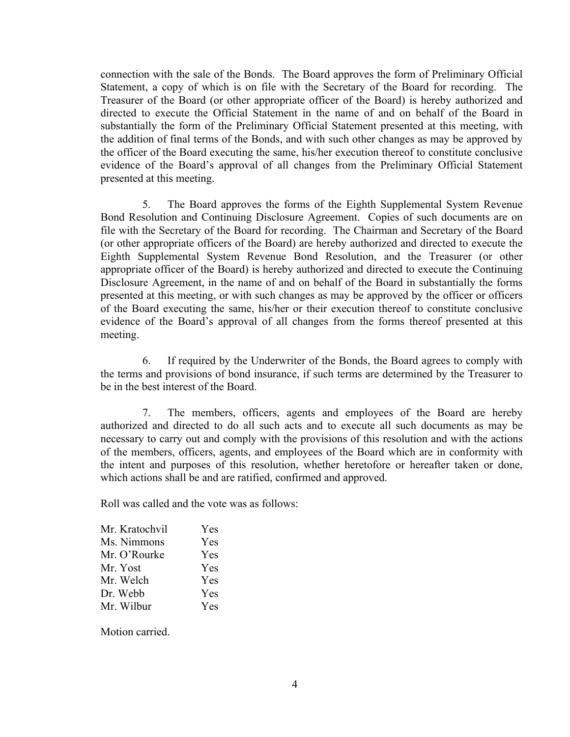connection with the sale of the Bonds. The Board approves the form of Preliminary Official Statement, a copy of which is on file with the Secretary of the Board for recording. The Treasurer of the Board (or other appropriate officer of the Board) is hereby authorized and directed to execute the Official Statement in the name of and on behalf of the Board in substantially the form of the Preliminary Official Statement presented at this meeting, with the addition of final terms of the Bonds, and with such other changes as may be approved by the officer of the Board executing the same, his/her execution thereof to constitute conclusive evidence of the Board's approval of all changes from the Preliminary Official Statement presented at this meeting.

5. The Board approves the forms of the Eighth Supplemental System Revenue Bond Resolution and Continuing Disclosure Agreement. Copies of such documents are on file with the Secretary of the Board for recording. The Chairman and Secretary of the Board (or other appropriate officers of the Board) are hereby authorized and directed to execute the Eighth Supplemental System Revenue Bond Resolution, and the Treasurer (or other appropriate officer of the Board) is hereby authorized and directed to execute the Continuing Disclosure Agreement, in the name of and on behalf of the Board in substantially the forms presented at this meeting, or with such changes as may be approved by the officer or officers of the Board executing the same, his/her or their execution thereof to constitute conclusive evidence of the Board's approval of all changes from the forms thereof presented at this meeting.

6. If required by the Underwriter of the Bonds, the Board agrees to comply with the terms and provisions of bond insurance, if such terms are determined by the Treasurer to be in the best interest of the Board.

7. The members, officers, agents and employees of the Board are hereby authorized and directed to do all such acts and to execute all such documents as may be necessary to carry out and comply with the provisions of this resolution and with the actions of the members, officers, agents, and employees of the Board which are in conformity with the intent and purposes of this resolution, whether heretofore or hereafter taken or done, which actions shall be and are ratified, confirmed and approved.

Roll was called and the vote was as follows:

| | |
|---|---|
| Mr. Kratochvil | Yes |
| Ms. Nimmons | Yes |
| Mr. O'Rourke | Yes |
| Mr. Yost | Yes |
| Mr. Welch | Yes |
| Dr. Webb | Yes |
| Mr. Wilbur | Yes |

Motion carried.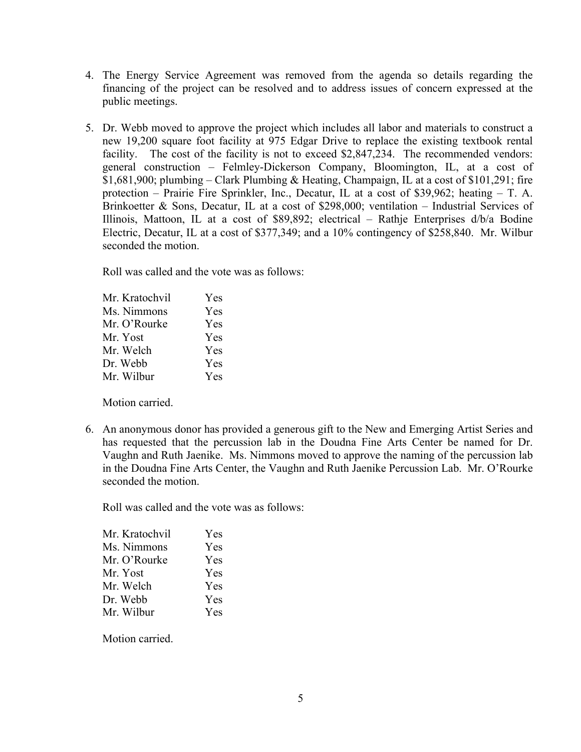4. The Energy Service Agreement was removed from the agenda so details regarding the financing of the project can be resolved and to address issues of concern expressed at the public meetings.

5. Dr. Webb moved to approve the project which includes all labor and materials to construct a new 19,200 square foot facility at 975 Edgar Drive to replace the existing textbook rental facility. The cost of the facility is not to exceed $2,847,234. The recommended vendors: general construction – Felmley-Dickerson Company, Bloomington, IL, at a cost of $1,681,900; plumbing – Clark Plumbing & Heating, Champaign, IL at a cost of $101,291; fire protection – Prairie Fire Sprinkler, Inc., Decatur, IL at a cost of $39,962; heating – T. A. Brinkoetter & Sons, Decatur, IL at a cost of $298,000; ventilation – Industrial Services of Illinois, Mattoon, IL at a cost of $89,892; electrical – Rathje Enterprises d/b/a Bodine Electric, Decatur, IL at a cost of $377,349; and a 10% contingency of $258,840. Mr. Wilbur seconded the motion.

   Roll was called and the vote was as follows:

   Mr. Kratochvil Yes
   Ms. Nimmons Yes
   Mr. O'Rourke Yes
   Mr. Yost Yes
   Mr. Welch Yes
   Dr. Webb Yes
   Mr. Wilbur Yes

   Motion carried.

6. An anonymous donor has provided a generous gift to the New and Emerging Artist Series and has requested that the percussion lab in the Doudna Fine Arts Center be named for Dr. Vaughn and Ruth Jaenike. Ms. Nimmons moved to approve the naming of the percussion lab in the Doudna Fine Arts Center, the Vaughn and Ruth Jaenike Percussion Lab. Mr. O'Rourke seconded the motion.

   Roll was called and the vote was as follows:

   Mr. Kratochvil Yes
   Ms. Nimmons Yes
   Mr. O'Rourke Yes
   Mr. Yost Yes
   Mr. Welch Yes
   Dr. Webb Yes
   Mr. Wilbur Yes

   Motion carried.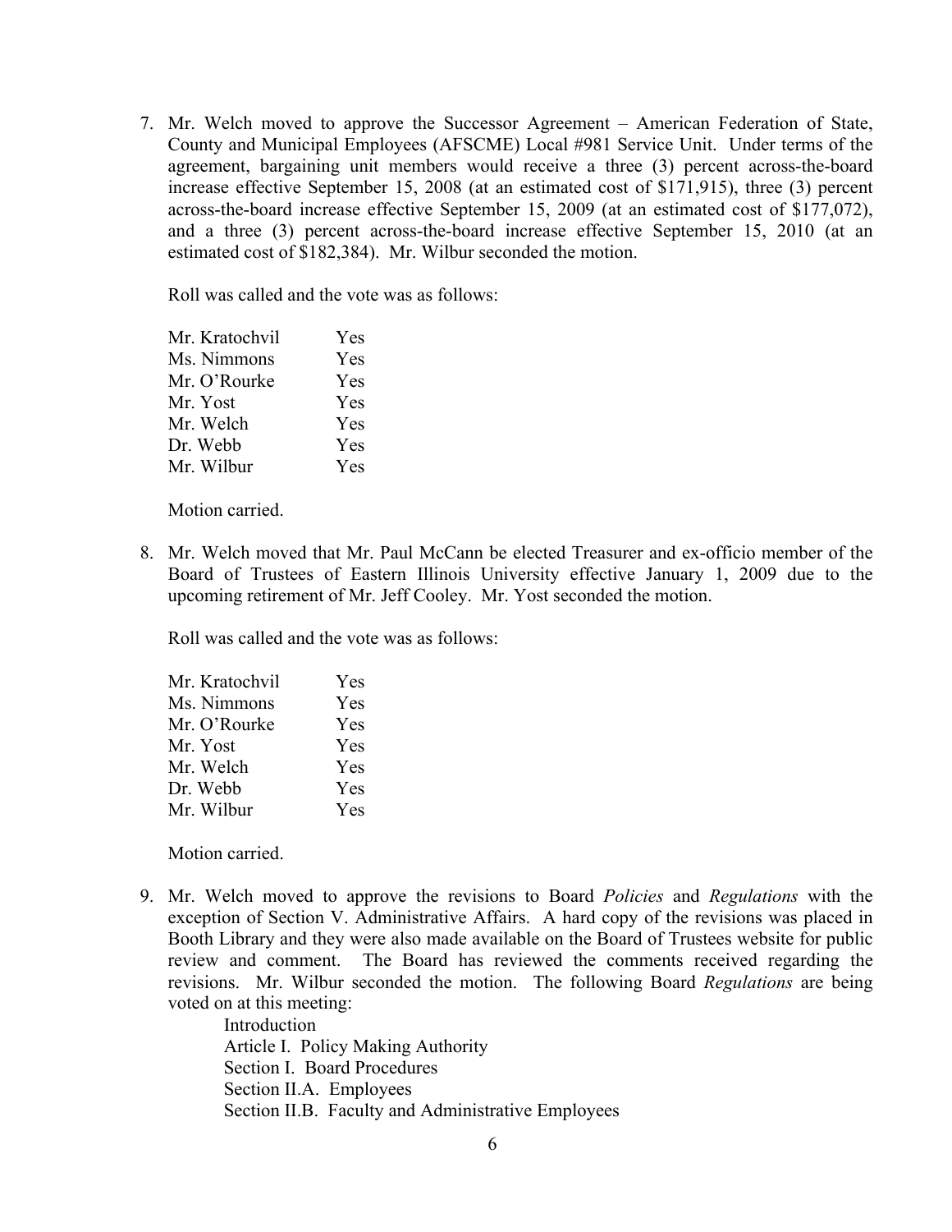7. Mr. Welch moved to approve the Successor Agreement – American Federation of State, County and Municipal Employees (AFSCME) Local #981 Service Unit. Under terms of the agreement, bargaining unit members would receive a three (3) percent across-the-board increase effective September 15, 2008 (at an estimated cost of $171,915), three (3) percent across-the-board increase effective September 15, 2009 (at an estimated cost of $177,072), and a three (3) percent across-the-board increase effective September 15, 2010 (at an estimated cost of $182,384). Mr. Wilbur seconded the motion.

   Roll was called and the vote was as follows:

   Mr. Kratochvil Yes
   Ms. Nimmons Yes
   Mr. O'Rourke Yes
   Mr. Yost Yes
   Mr. Welch Yes
   Dr. Webb Yes
   Mr. Wilbur Yes

   Motion carried.

8. Mr. Welch moved that Mr. Paul McCann be elected Treasurer and ex-officio member of the Board of Trustees of Eastern Illinois University effective January 1, 2009 due to the upcoming retirement of Mr. Jeff Cooley. Mr. Yost seconded the motion.

   Roll was called and the vote was as follows:

   Mr. Kratochvil Yes
   Ms. Nimmons Yes
   Mr. O'Rourke Yes
   Mr. Yost Yes
   Mr. Welch Yes
   Dr. Webb Yes
   Mr. Wilbur Yes

   Motion carried.

9. Mr. Welch moved to approve the revisions to Board *Policies* and *Regulations* with the exception of Section V. Administrative Affairs. A hard copy of the revisions was placed in Booth Library and they were also made available on the Board of Trustees website for public review and comment. The Board has reviewed the comments received regarding the revisions. Mr. Wilbur seconded the motion. The following Board *Regulations* are being voted on at this meeting:

   Introduction
   Article I. Policy Making Authority
   Section I. Board Procedures
   Section II.A. Employees
   Section II.B. Faculty and Administrative Employees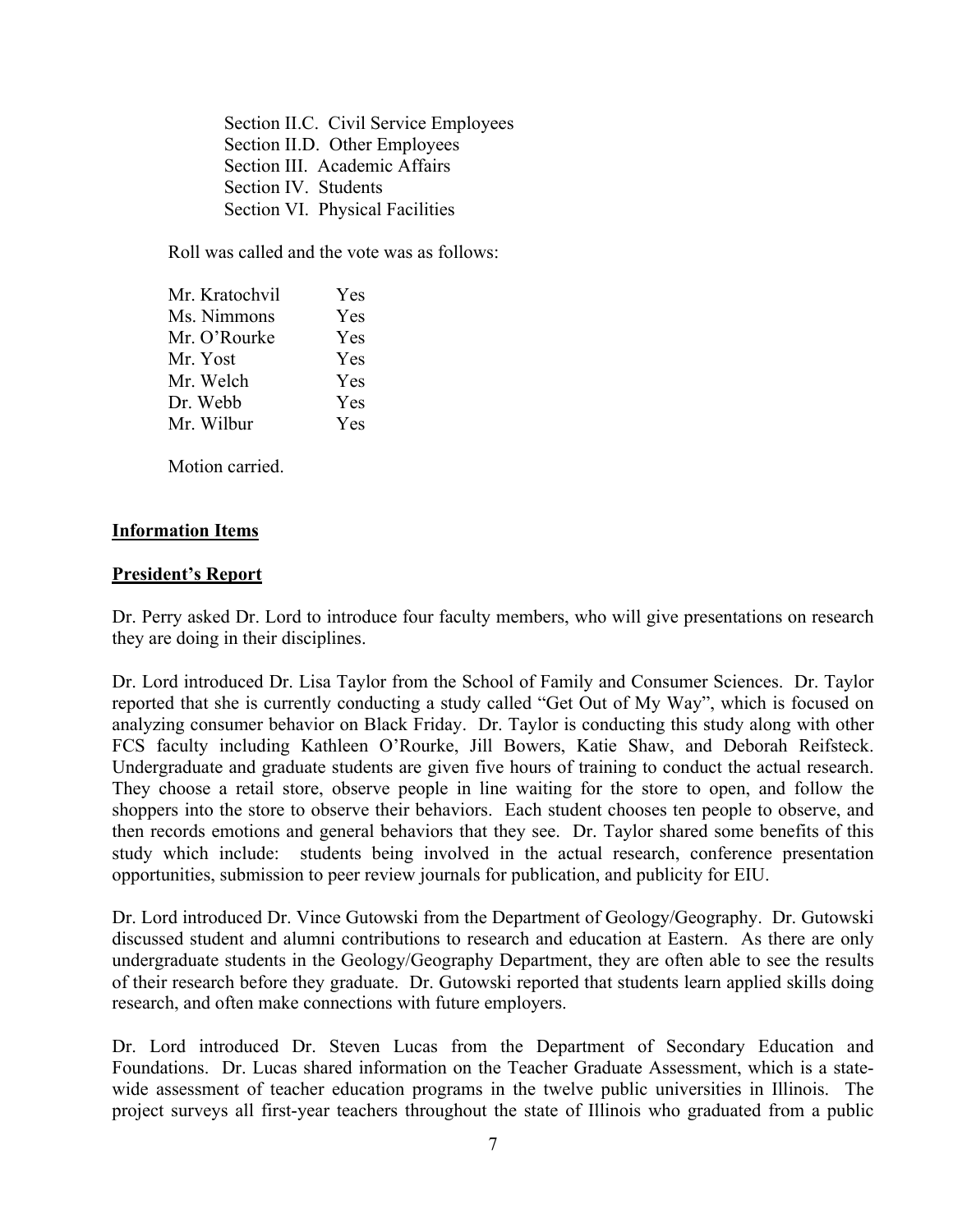Section II.C. Civil Service Employees
Section II.D. Other Employees
Section III. Academic Affairs
Section IV. Students
Section VI. Physical Facilities

Roll was called and the vote was as follows:

| | |
|---|---|
| Mr. Kratochvil | Yes |
| Ms. Nimmons | Yes |
| Mr. O'Rourke | Yes |
| Mr. Yost | Yes |
| Mr. Welch | Yes |
| Dr. Webb | Yes |
| Mr. Wilbur | Yes |

Motion carried.

**Information Items**

**President's Report**

Dr. Perry asked Dr. Lord to introduce four faculty members, who will give presentations on research they are doing in their disciplines.

Dr. Lord introduced Dr. Lisa Taylor from the School of Family and Consumer Sciences. Dr. Taylor reported that she is currently conducting a study called "Get Out of My Way", which is focused on analyzing consumer behavior on Black Friday. Dr. Taylor is conducting this study along with other FCS faculty including Kathleen O'Rourke, Jill Bowers, Katie Shaw, and Deborah Reifsteck. Undergraduate and graduate students are given five hours of training to conduct the actual research. They choose a retail store, observe people in line waiting for the store to open, and follow the shoppers into the store to observe their behaviors. Each student chooses ten people to observe, and then records emotions and general behaviors that they see. Dr. Taylor shared some benefits of this study which include: students being involved in the actual research, conference presentation opportunities, submission to peer review journals for publication, and publicity for EIU.

Dr. Lord introduced Dr. Vince Gutowski from the Department of Geology/Geography. Dr. Gutowski discussed student and alumni contributions to research and education at Eastern. As there are only undergraduate students in the Geology/Geography Department, they are often able to see the results of their research before they graduate. Dr. Gutowski reported that students learn applied skills doing research, and often make connections with future employers.

Dr. Lord introduced Dr. Steven Lucas from the Department of Secondary Education and Foundations. Dr. Lucas shared information on the Teacher Graduate Assessment, which is a state-wide assessment of teacher education programs in the twelve public universities in Illinois. The project surveys all first-year teachers throughout the state of Illinois who graduated from a public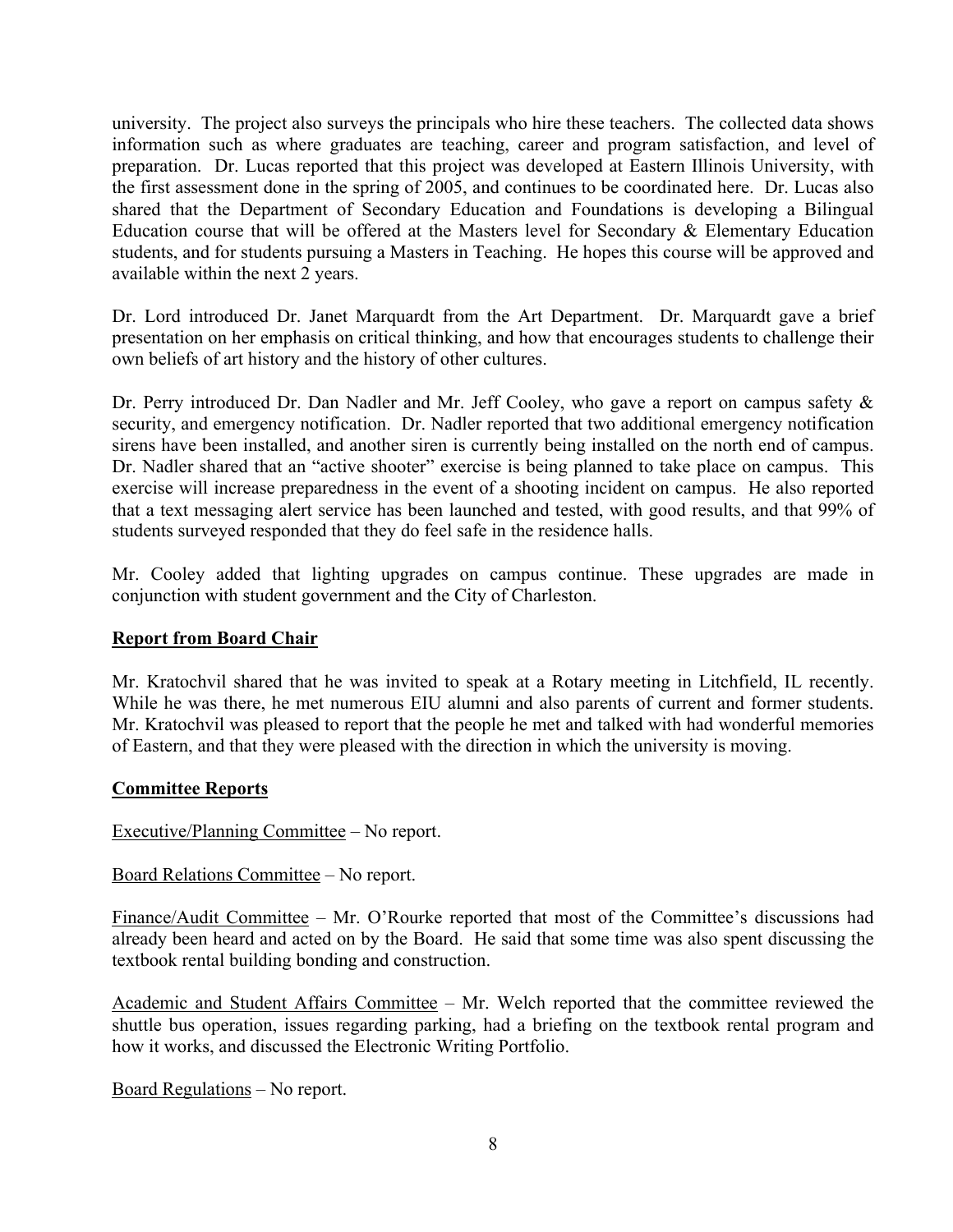university. The project also surveys the principals who hire these teachers. The collected data shows information such as where graduates are teaching, career and program satisfaction, and level of preparation. Dr. Lucas reported that this project was developed at Eastern Illinois University, with the first assessment done in the spring of 2005, and continues to be coordinated here. Dr. Lucas also shared that the Department of Secondary Education and Foundations is developing a Bilingual Education course that will be offered at the Masters level for Secondary & Elementary Education students, and for students pursuing a Masters in Teaching. He hopes this course will be approved and available within the next 2 years.

Dr. Lord introduced Dr. Janet Marquardt from the Art Department. Dr. Marquardt gave a brief presentation on her emphasis on critical thinking, and how that encourages students to challenge their own beliefs of art history and the history of other cultures.

Dr. Perry introduced Dr. Dan Nadler and Mr. Jeff Cooley, who gave a report on campus safety & security, and emergency notification. Dr. Nadler reported that two additional emergency notification sirens have been installed, and another siren is currently being installed on the north end of campus. Dr. Nadler shared that an "active shooter" exercise is being planned to take place on campus. This exercise will increase preparedness in the event of a shooting incident on campus. He also reported that a text messaging alert service has been launched and tested, with good results, and that 99% of students surveyed responded that they do feel safe in the residence halls.

Mr. Cooley added that lighting upgrades on campus continue. These upgrades are made in conjunction with student government and the City of Charleston.

**Report from Board Chair**

Mr. Kratochvil shared that he was invited to speak at a Rotary meeting in Litchfield, IL recently. While he was there, he met numerous EIU alumni and also parents of current and former students. Mr. Kratochvil was pleased to report that the people he met and talked with had wonderful memories of Eastern, and that they were pleased with the direction in which the university is moving.

**Committee Reports**

Executive/Planning Committee – No report.

Board Relations Committee – No report.

Finance/Audit Committee – Mr. O'Rourke reported that most of the Committee's discussions had already been heard and acted on by the Board. He said that some time was also spent discussing the textbook rental building bonding and construction.

Academic and Student Affairs Committee – Mr. Welch reported that the committee reviewed the shuttle bus operation, issues regarding parking, had a briefing on the textbook rental program and how it works, and discussed the Electronic Writing Portfolio.

Board Regulations – No report.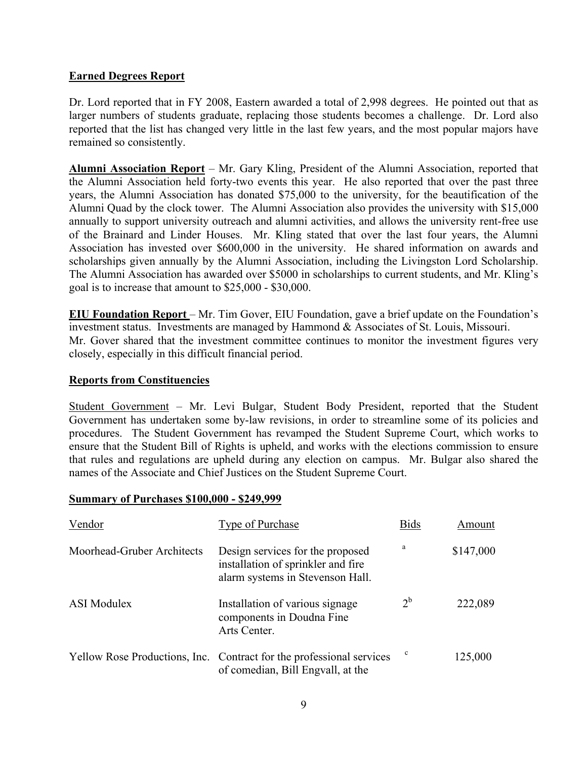**Earned Degrees Report**

Dr. Lord reported that in FY 2008, Eastern awarded a total of 2,998 degrees. He pointed out that as larger numbers of students graduate, replacing those students becomes a challenge. Dr. Lord also reported that the list has changed very little in the last few years, and the most popular majors have remained so consistently.

**Alumni Association Report** – Mr. Gary Kling, President of the Alumni Association, reported that the Alumni Association held forty-two events this year. He also reported that over the past three years, the Alumni Association has donated $75,000 to the university, for the beautification of the Alumni Quad by the clock tower. The Alumni Association also provides the university with $15,000 annually to support university outreach and alumni activities, and allows the university rent-free use of the Brainard and Linder Houses. Mr. Kling stated that over the last four years, the Alumni Association has invested over $600,000 in the university. He shared information on awards and scholarships given annually by the Alumni Association, including the Livingston Lord Scholarship. The Alumni Association has awarded over $5000 in scholarships to current students, and Mr. Kling's goal is to increase that amount to $25,000 - $30,000.

**EIU Foundation Report** – Mr. Tim Gover, EIU Foundation, gave a brief update on the Foundation's investment status. Investments are managed by Hammond & Associates of St. Louis, Missouri. Mr. Gover shared that the investment committee continues to monitor the investment figures very closely, especially in this difficult financial period.

**Reports from Constituencies**

Student Government – Mr. Levi Bulgar, Student Body President, reported that the Student Government has undertaken some by-law revisions, in order to streamline some of its policies and procedures. The Student Government has revamped the Student Supreme Court, which works to ensure that the Student Bill of Rights is upheld, and works with the elections commission to ensure that rules and regulations are upheld during any election on campus. Mr. Bulgar also shared the names of the Associate and Chief Justices on the Student Supreme Court.

**Summary of Purchases $100,000 - $249,999**

| Vendor | Type of Purchase | Bids | Amount |
|---|---|---|---|
| Moorhead-Gruber Architects | Design services for the proposed installation of sprinkler and fire alarm systems in Stevenson Hall. | [a] | $147,000 |
| ASI Modulex | Installation of various signage components in Doudna Fine Arts Center. | 2[b] | 222,089 |
| Yellow Rose Productions, Inc. | Contract for the professional services of comedian, Bill Engvall, at the | [c] | 125,000 |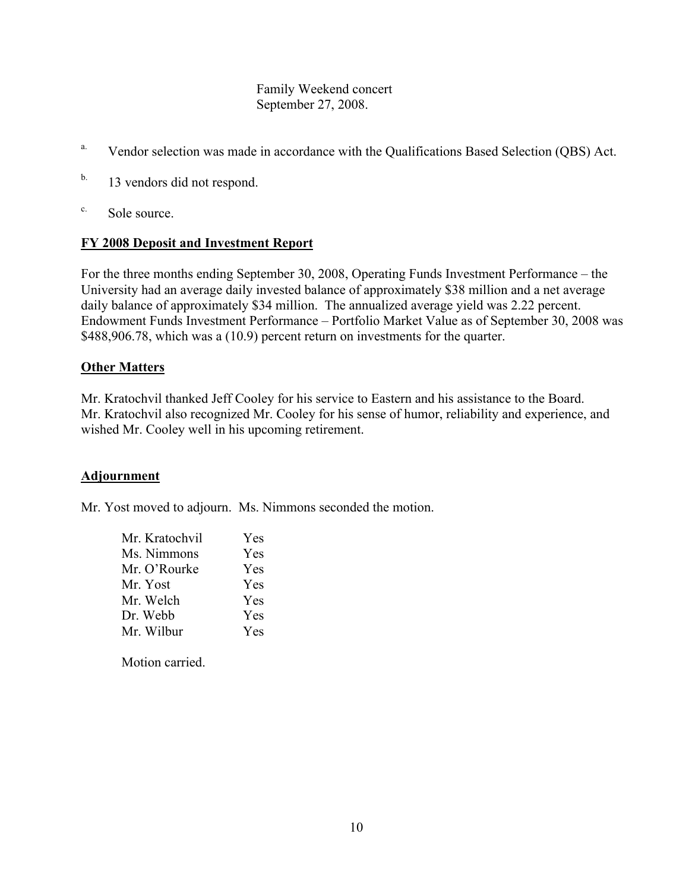Family Weekend concert
September 27, 2008.

[a] Vendor selection was made in accordance with the Qualifications Based Selection (QBS) Act.

[b] 13 vendors did not respond.

[c] Sole source.

**FY 2008 Deposit and Investment Report**

For the three months ending September 30, 2008, Operating Funds Investment Performance – the University had an average daily invested balance of approximately $38 million and a net average daily balance of approximately $34 million. The annualized average yield was 2.22 percent. Endowment Funds Investment Performance – Portfolio Market Value as of September 30, 2008 was $488,906.78, which was a (10.9) percent return on investments for the quarter.

**Other Matters**

Mr. Kratochvil thanked Jeff Cooley for his service to Eastern and his assistance to the Board. Mr. Kratochvil also recognized Mr. Cooley for his sense of humor, reliability and experience, and wished Mr. Cooley well in his upcoming retirement.

**Adjournment**

Mr. Yost moved to adjourn. Ms. Nimmons seconded the motion.

| | |
|---|---|
| Mr. Kratochvil | Yes |
| Ms. Nimmons | Yes |
| Mr. O'Rourke | Yes |
| Mr. Yost | Yes |
| Mr. Welch | Yes |
| Dr. Webb | Yes |
| Mr. Wilbur | Yes |

Motion carried.